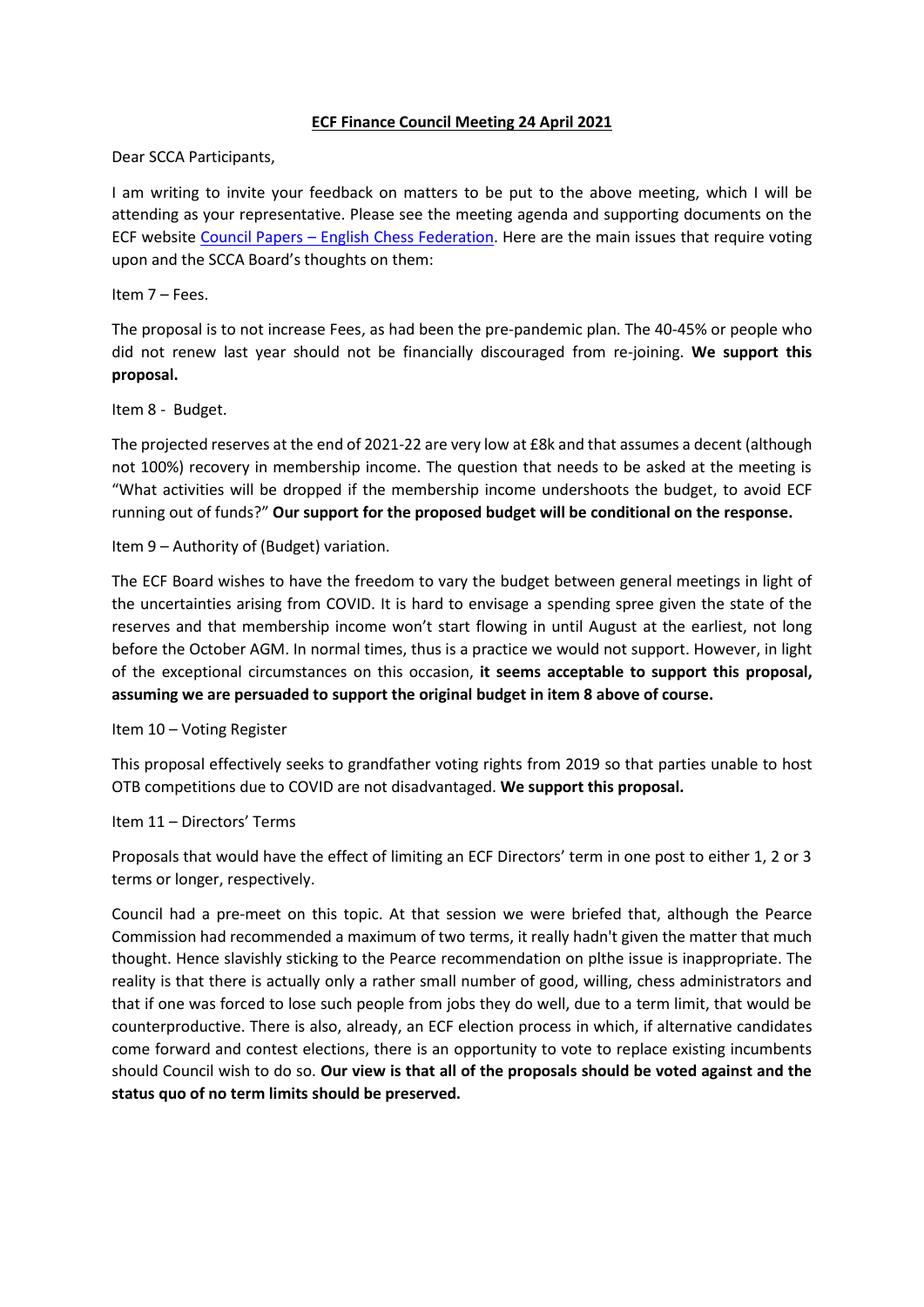**ECF Finance Council Meeting 24 April 2021**

Dear SCCA Participants,

I am writing to invite your feedback on matters to be put to the above meeting, which I will be attending as your representative. Please see the meeting agenda and supporting documents on the ECF website [Council Papers – English Chess Federation](). Here are the main issues that require voting upon and the SCCA Board's thoughts on them:

Item 7 – Fees.

The proposal is to not increase Fees, as had been the pre-pandemic plan. The 40-45% or people who did not renew last year should not be financially discouraged from re-joining. **We support this proposal.**

Item 8 - Budget.

The projected reserves at the end of 2021-22 are very low at £8k and that assumes a decent (although not 100%) recovery in membership income. The question that needs to be asked at the meeting is "What activities will be dropped if the membership income undershoots the budget, to avoid ECF running out of funds?" **Our support for the proposed budget will be conditional on the response.**

Item 9 – Authority of (Budget) variation.

The ECF Board wishes to have the freedom to vary the budget between general meetings in light of the uncertainties arising from COVID. It is hard to envisage a spending spree given the state of the reserves and that membership income won't start flowing in until August at the earliest, not long before the October AGM. In normal times, thus is a practice we would not support. However, in light of the exceptional circumstances on this occasion, **it seems acceptable to support this proposal, assuming we are persuaded to support the original budget in item 8 above of course.**

Item 10 – Voting Register

This proposal effectively seeks to grandfather voting rights from 2019 so that parties unable to host OTB competitions due to COVID are not disadvantaged. **We support this proposal.**

Item 11 – Directors' Terms

Proposals that would have the effect of limiting an ECF Directors' term in one post to either 1, 2 or 3 terms or longer, respectively.

Council had a pre-meet on this topic. At that session we were briefed that, although the Pearce Commission had recommended a maximum of two terms, it really hadn't given the matter that much thought. Hence slavishly sticking to the Pearce recommendation on plthe issue is inappropriate. The reality is that there is actually only a rather small number of good, willing, chess administrators and that if one was forced to lose such people from jobs they do well, due to a term limit, that would be counterproductive. There is also, already, an ECF election process in which, if alternative candidates come forward and contest elections, there is an opportunity to vote to replace existing incumbents should Council wish to do so. **Our view is that all of the proposals should be voted against and the status quo of no term limits should be preserved.**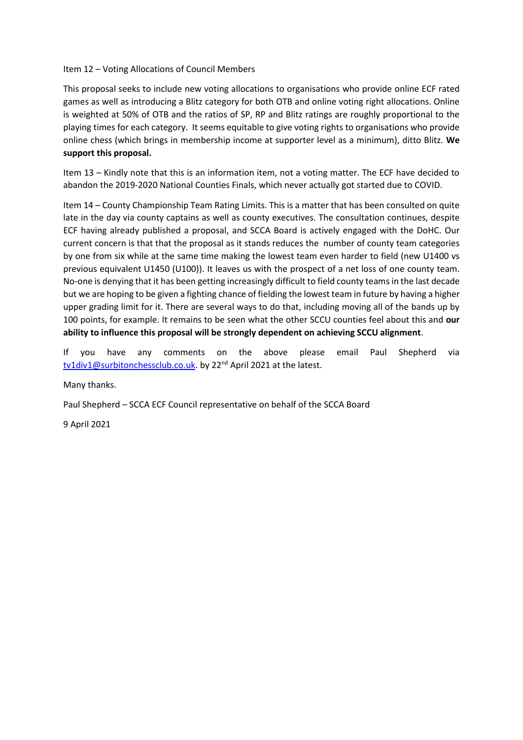Item 12 – Voting Allocations of Council Members

This proposal seeks to include new voting allocations to organisations who provide online ECF rated games as well as introducing a Blitz category for both OTB and online voting right allocations. Online is weighted at 50% of OTB and the ratios of SP, RP and Blitz ratings are roughly proportional to the playing times for each category. It seems equitable to give voting rights to organisations who provide online chess (which brings in membership income at supporter level as a minimum), ditto Blitz. **We support this proposal.**

Item 13 – Kindly note that this is an information item, not a voting matter. The ECF have decided to abandon the 2019-2020 National Counties Finals, which never actually got started due to COVID.

Item 14 – County Championship Team Rating Limits. This is a matter that has been consulted on quite late in the day via county captains as well as county executives. The consultation continues, despite ECF having already published a proposal, and SCCA Board is actively engaged with the DoHC. Our current concern is that that the proposal as it stands reduces the number of county team categories by one from six while at the same time making the lowest team even harder to field (new U1400 vs previous equivalent U1450 (U100)). It leaves us with the prospect of a net loss of one county team. No-one is denying that it has been getting increasingly difficult to field county teams in the last decade but we are hoping to be given a fighting chance of fielding the lowest team in future by having a higher upper grading limit for it. There are several ways to do that, including moving all of the bands up by 100 points, for example. It remains to be seen what the other SCCU counties feel about this and **our ability to influence this proposal will be strongly dependent on achieving SCCU alignment**.

If you have any comments on the above please email Paul Shepherd via [tv1div1@surbitonchessclub.co.uk](mailto:tv1div1@surbitonchessclub.co.uk). by 22nd April 2021 at the latest.

Many thanks.

Paul Shepherd – SCCA ECF Council representative on behalf of the SCCA Board

9 April 2021